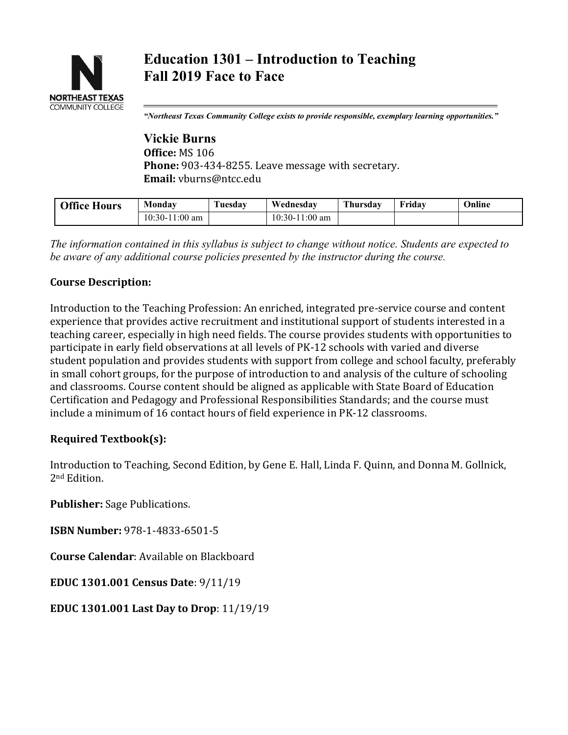# Education 1301 – Introduction to Teaching
# Fall 2019 Face to Face

*"Northeast Texas Community College exists to provide responsible, exemplary learning opportunities."*

## Vickie Burns

**Office:** MS 106
**Phone:** 903-434-8255. Leave message with secretary.
**Email:** vburns@ntcc.edu

| Office Hours | Monday | Tuesday | Wednesday | Thursday | Friday | Online |
|---|---|---|---|---|---|---|
| | 10:30-11:00 am | | 10:30-11:00 am | | | |

*The information contained in this syllabus is subject to change without notice. Students are expected to be aware of any additional course policies presented by the instructor during the course.*

**Course Description:**

Introduction to the Teaching Profession: An enriched, integrated pre-service course and content experience that provides active recruitment and institutional support of students interested in a teaching career, especially in high need fields. The course provides students with opportunities to participate in early field observations at all levels of PK-12 schools with varied and diverse student population and provides students with support from college and school faculty, preferably in small cohort groups, for the purpose of introduction to and analysis of the culture of schooling and classrooms. Course content should be aligned as applicable with State Board of Education Certification and Pedagogy and Professional Responsibilities Standards; and the course must include a minimum of 16 contact hours of field experience in PK-12 classrooms.

**Required Textbook(s):**

Introduction to Teaching, Second Edition, by Gene E. Hall, Linda F. Quinn, and Donna M. Gollnick, 2nd Edition.

**Publisher:** Sage Publications.

**ISBN Number:** 978-1-4833-6501-5

**Course Calendar**: Available on Blackboard

**EDUC 1301.001 Census Date**: 9/11/19

**EDUC 1301.001 Last Day to Drop**: 11/19/19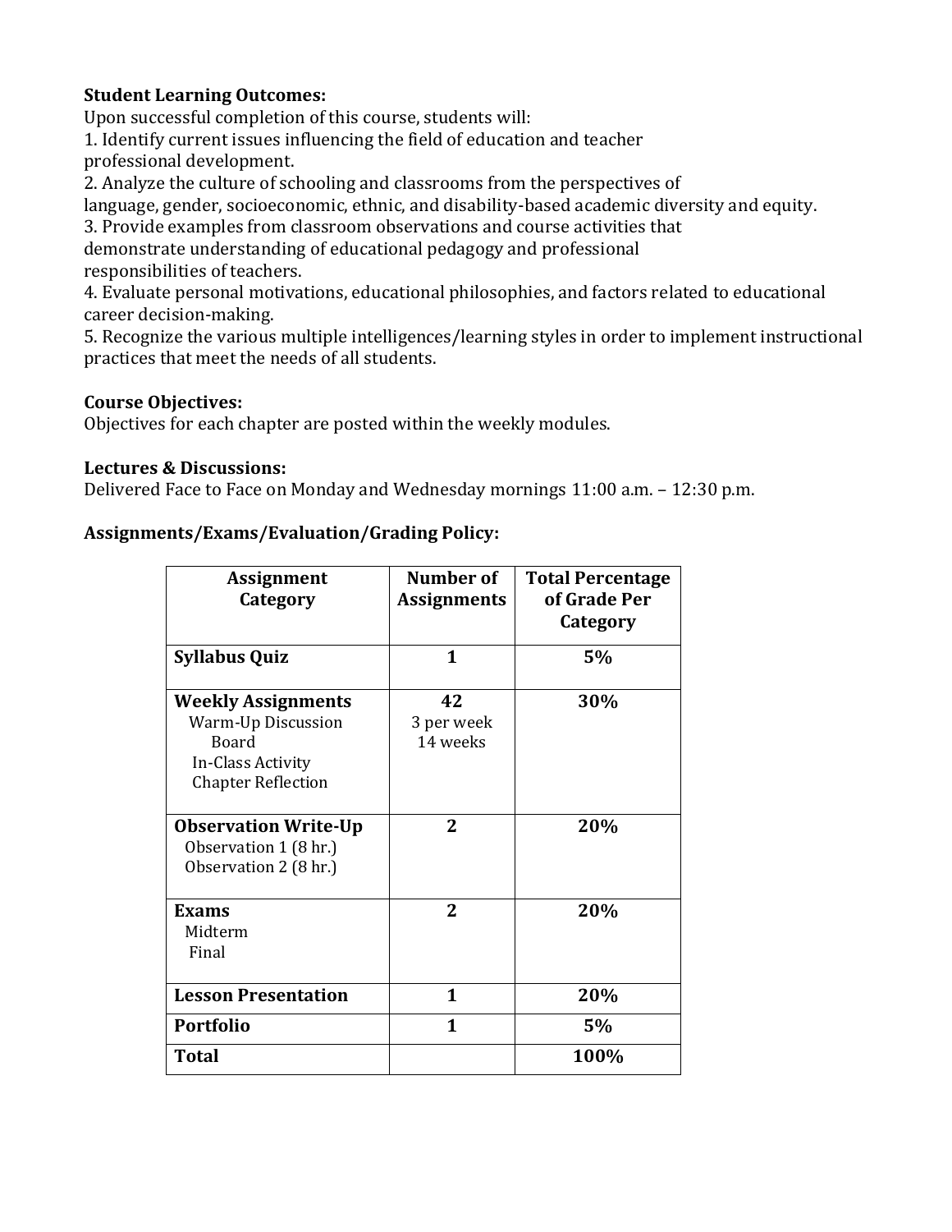**Student Learning Outcomes:**
Upon successful completion of this course, students will:
1. Identify current issues influencing the field of education and teacher professional development.
2. Analyze the culture of schooling and classrooms from the perspectives of language, gender, socioeconomic, ethnic, and disability-based academic diversity and equity.
3. Provide examples from classroom observations and course activities that demonstrate understanding of educational pedagogy and professional responsibilities of teachers.
4. Evaluate personal motivations, educational philosophies, and factors related to educational career decision-making.
5. Recognize the various multiple intelligences/learning styles in order to implement instructional practices that meet the needs of all students.

**Course Objectives:**
Objectives for each chapter are posted within the weekly modules.

**Lectures & Discussions:**
Delivered Face to Face on Monday and Wednesday mornings 11:00 a.m. – 12:30 p.m.

**Assignments/Exams/Evaluation/Grading Policy:**

| Assignment Category | Number of Assignments | Total Percentage of Grade Per Category |
|---|---|---|
| **Syllabus Quiz** | **1** | **5%** |
| **Weekly Assignments**<br>Warm-Up Discussion Board<br>In-Class Activity<br>Chapter Reflection | **42**<br>3 per week<br>14 weeks | **30%** |
| **Observation Write-Up**<br>Observation 1 (8 hr.)<br>Observation 2 (8 hr.) | **2** | **20%** |
| **Exams**<br>Midterm<br>Final | **2** | **20%** |
| **Lesson Presentation** | **1** | **20%** |
| **Portfolio** | **1** | **5%** |
| **Total** | | **100%** |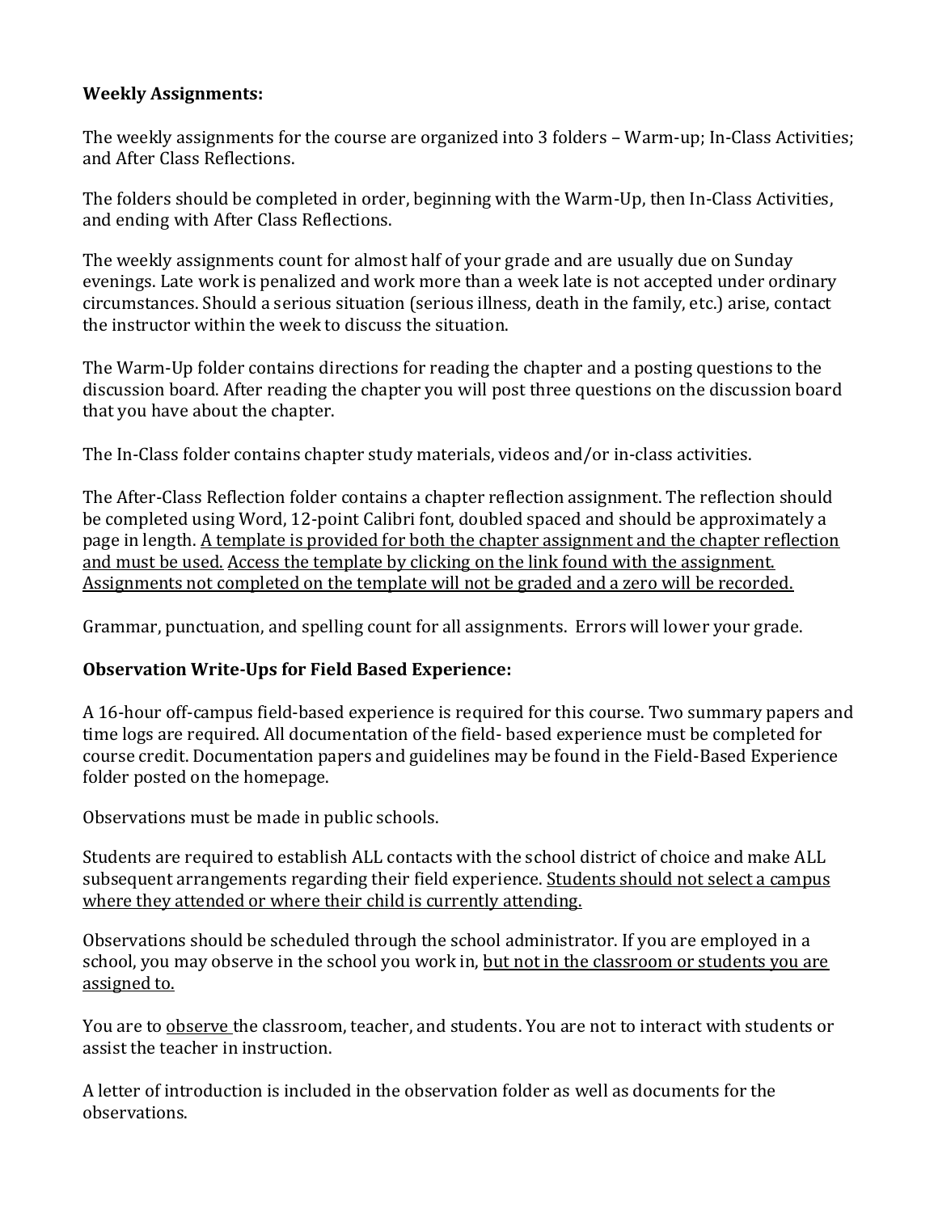**Weekly Assignments:**

The weekly assignments for the course are organized into 3 folders – Warm-up; In-Class Activities; and After Class Reflections.

The folders should be completed in order, beginning with the Warm-Up, then In-Class Activities, and ending with After Class Reflections.

The weekly assignments count for almost half of your grade and are usually due on Sunday evenings. Late work is penalized and work more than a week late is not accepted under ordinary circumstances. Should a serious situation (serious illness, death in the family, etc.) arise, contact the instructor within the week to discuss the situation.

The Warm-Up folder contains directions for reading the chapter and a posting questions to the discussion board. After reading the chapter you will post three questions on the discussion board that you have about the chapter.

The In-Class folder contains chapter study materials, videos and/or in-class activities.

The After-Class Reflection folder contains a chapter reflection assignment. The reflection should be completed using Word, 12-point Calibri font, doubled spaced and should be approximately a page in length. <u>A template is provided for both the chapter assignment and the chapter reflection and must be used.</u> <u>Access the template by clicking on the link found with the assignment. Assignments not completed on the template will not be graded and a zero will be recorded.</u>

Grammar, punctuation, and spelling count for all assignments. Errors will lower your grade.

**Observation Write-Ups for Field Based Experience:**

A 16-hour off-campus field-based experience is required for this course. Two summary papers and time logs are required. All documentation of the field- based experience must be completed for course credit. Documentation papers and guidelines may be found in the Field-Based Experience folder posted on the homepage.

Observations must be made in public schools.

Students are required to establish ALL contacts with the school district of choice and make ALL subsequent arrangements regarding their field experience. <u>Students should not select a campus where they attended or where their child is currently attending.</u>

Observations should be scheduled through the school administrator. If you are employed in a school, you may observe in the school you work in, <u>but not in the classroom or students you are assigned to.</u>

You are to <u>observe</u> the classroom, teacher, and students. You are not to interact with students or assist the teacher in instruction.

A letter of introduction is included in the observation folder as well as documents for the observations.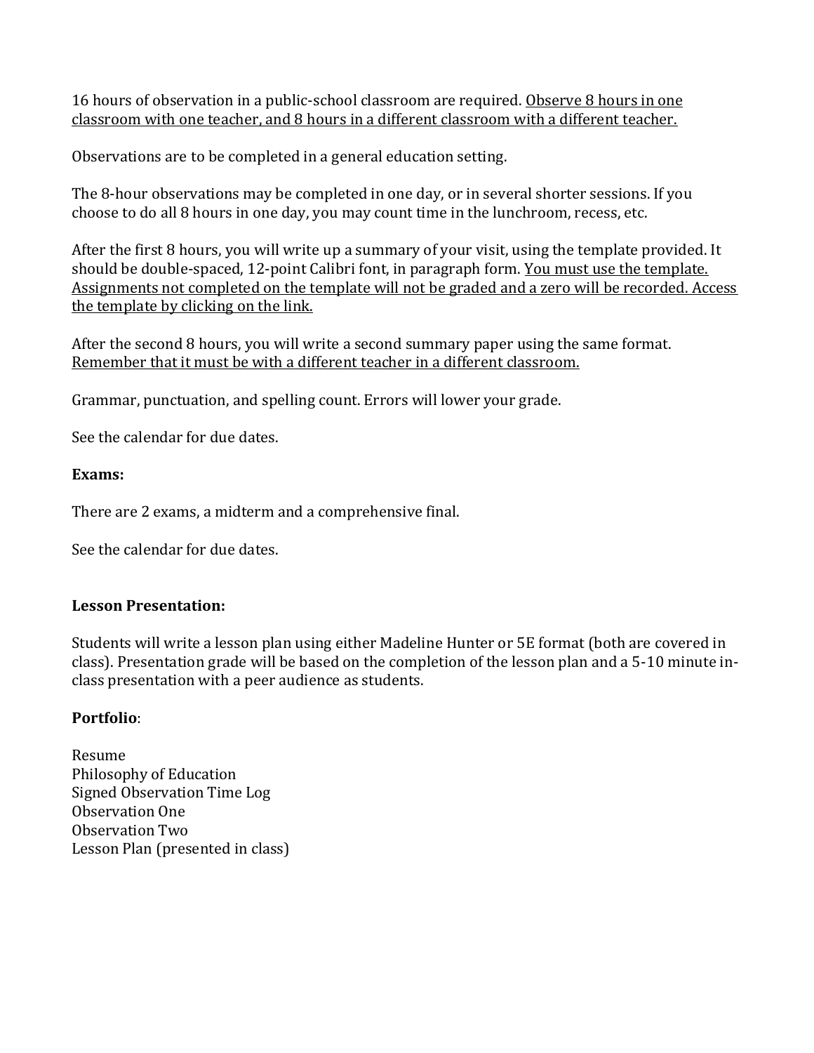16 hours of observation in a public-school classroom are required. <u>Observe 8 hours in one classroom with one teacher, and 8 hours in a different classroom with a different teacher.</u>

Observations are to be completed in a general education setting.

The 8-hour observations may be completed in one day, or in several shorter sessions. If you choose to do all 8 hours in one day, you may count time in the lunchroom, recess, etc.

After the first 8 hours, you will write up a summary of your visit, using the template provided. It should be double-spaced, 12-point Calibri font, in paragraph form. <u>You must use the template. Assignments not completed on the template will not be graded and a zero will be recorded. Access the template by clicking on the link.</u>

After the second 8 hours, you will write a second summary paper using the same format. <u>Remember that it must be with a different teacher in a different classroom.</u>

Grammar, punctuation, and spelling count. Errors will lower your grade.

See the calendar for due dates.

**Exams:**

There are 2 exams, a midterm and a comprehensive final.

See the calendar for due dates.

**Lesson Presentation:**

Students will write a lesson plan using either Madeline Hunter or 5E format (both are covered in class). Presentation grade will be based on the completion of the lesson plan and a 5-10 minute in-class presentation with a peer audience as students.

**Portfolio**:

Resume
Philosophy of Education
Signed Observation Time Log
Observation One
Observation Two
Lesson Plan (presented in class)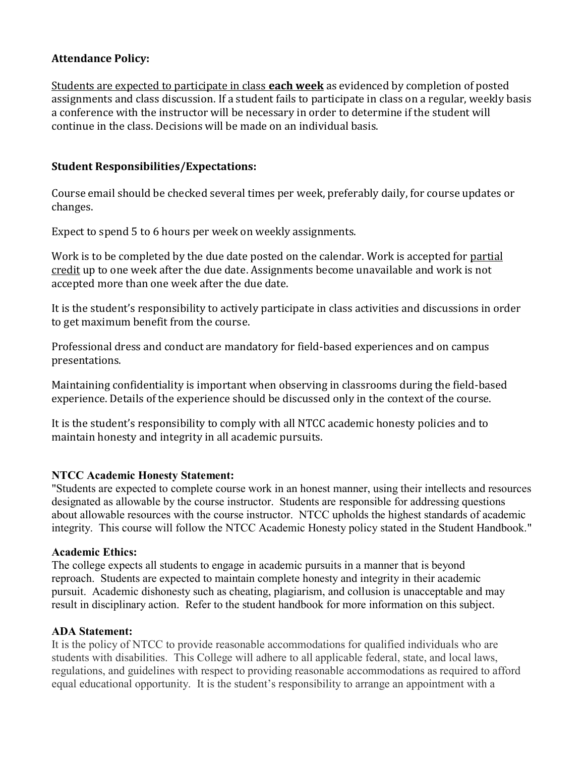**Attendance Policy:**

<u>Students are expected to participate in class</u> **<u>each week</u>** as evidenced by completion of posted assignments and class discussion. If a student fails to participate in class on a regular, weekly basis a conference with the instructor will be necessary in order to determine if the student will continue in the class. Decisions will be made on an individual basis.

**Student Responsibilities/Expectations:**

Course email should be checked several times per week, preferably daily, for course updates or changes.

Expect to spend 5 to 6 hours per week on weekly assignments.

Work is to be completed by the due date posted on the calendar. Work is accepted for <u>partial credit</u> up to one week after the due date. Assignments become unavailable and work is not accepted more than one week after the due date.

It is the student's responsibility to actively participate in class activities and discussions in order to get maximum benefit from the course.

Professional dress and conduct are mandatory for field-based experiences and on campus presentations.

Maintaining confidentiality is important when observing in classrooms during the field-based experience. Details of the experience should be discussed only in the context of the course.

It is the student's responsibility to comply with all NTCC academic honesty policies and to maintain honesty and integrity in all academic pursuits.

**NTCC Academic Honesty Statement:**
"Students are expected to complete course work in an honest manner, using their intellects and resources designated as allowable by the course instructor. Students are responsible for addressing questions about allowable resources with the course instructor. NTCC upholds the highest standards of academic integrity. This course will follow the NTCC Academic Honesty policy stated in the Student Handbook."

**Academic Ethics:**
The college expects all students to engage in academic pursuits in a manner that is beyond reproach. Students are expected to maintain complete honesty and integrity in their academic pursuit. Academic dishonesty such as cheating, plagiarism, and collusion is unacceptable and may result in disciplinary action. Refer to the student handbook for more information on this subject.

**ADA Statement:**
It is the policy of NTCC to provide reasonable accommodations for qualified individuals who are students with disabilities. This College will adhere to all applicable federal, state, and local laws, regulations, and guidelines with respect to providing reasonable accommodations as required to afford equal educational opportunity. It is the student's responsibility to arrange an appointment with a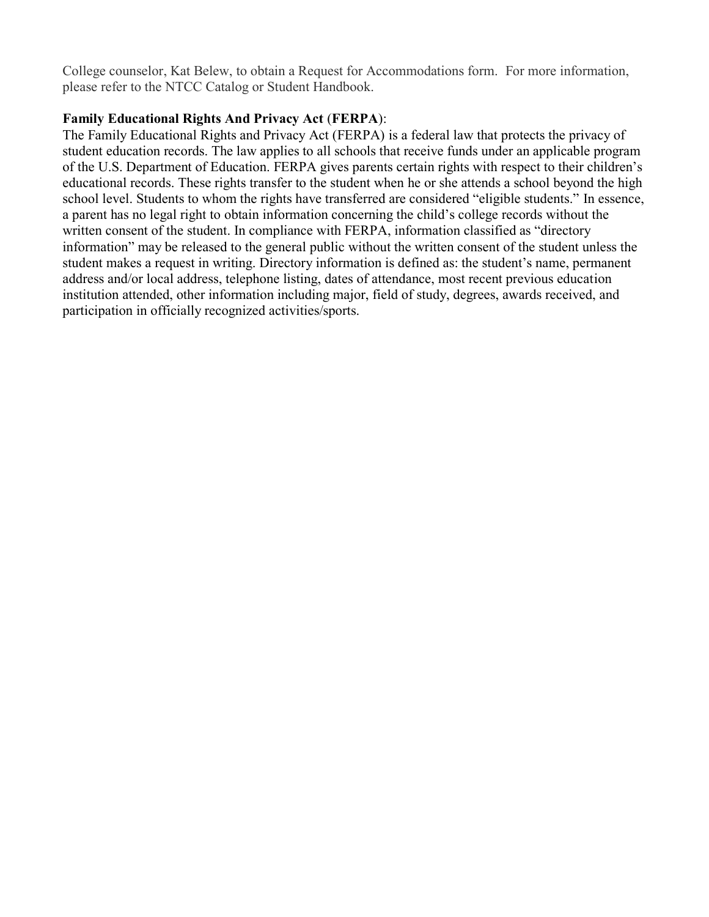College counselor, Kat Belew, to obtain a Request for Accommodations form. For more information, please refer to the NTCC Catalog or Student Handbook.

**Family Educational Rights And Privacy Act** (**FERPA**):
The Family Educational Rights and Privacy Act (FERPA) is a federal law that protects the privacy of student education records. The law applies to all schools that receive funds under an applicable program of the U.S. Department of Education. FERPA gives parents certain rights with respect to their children's educational records. These rights transfer to the student when he or she attends a school beyond the high school level. Students to whom the rights have transferred are considered "eligible students." In essence, a parent has no legal right to obtain information concerning the child's college records without the written consent of the student. In compliance with FERPA, information classified as "directory information" may be released to the general public without the written consent of the student unless the student makes a request in writing. Directory information is defined as: the student's name, permanent address and/or local address, telephone listing, dates of attendance, most recent previous education institution attended, other information including major, field of study, degrees, awards received, and participation in officially recognized activities/sports.